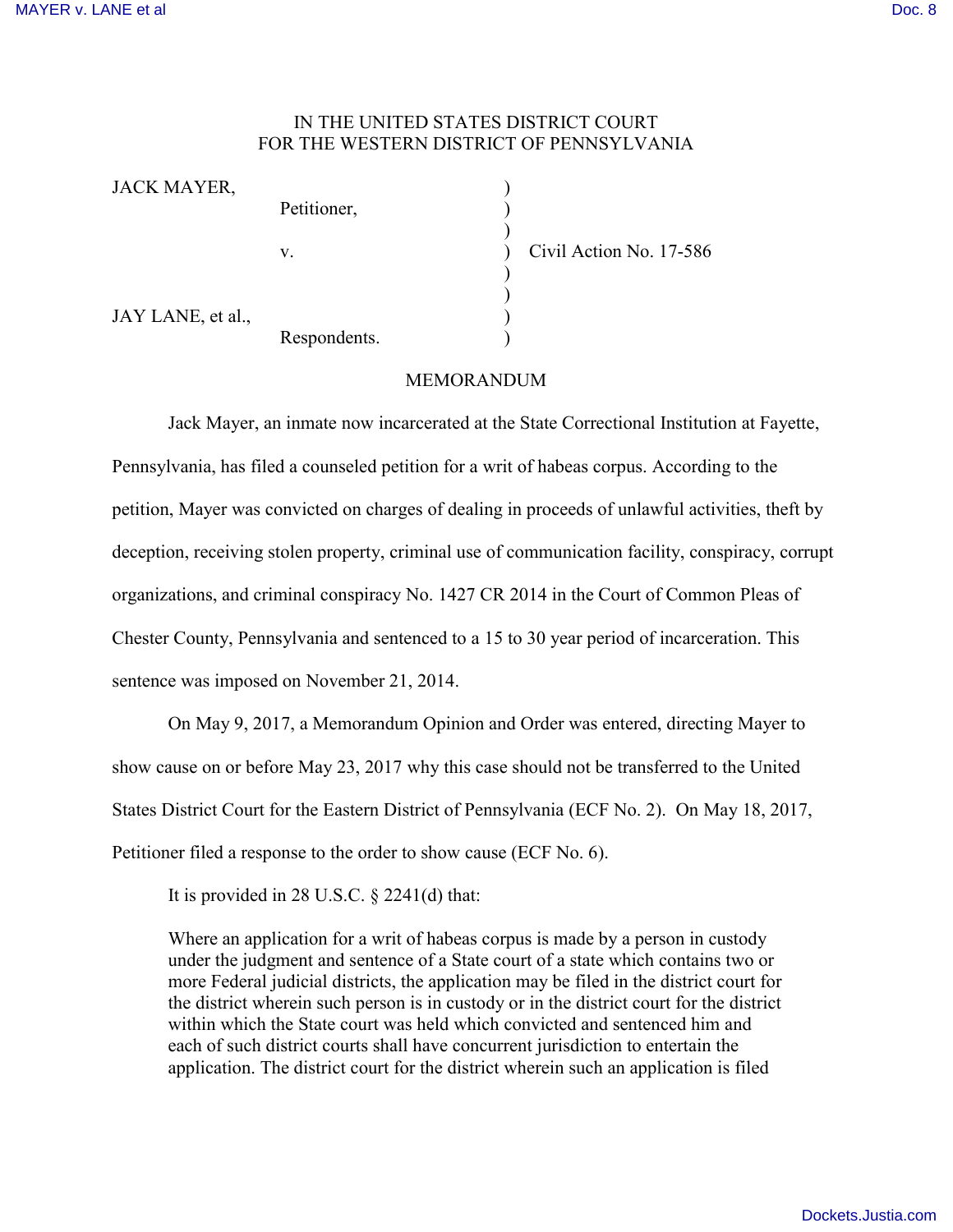IN THE UNITED STATES DISTRICT COURT
FOR THE WESTERN DISTRICT OF PENNSYLVANIA

| | | |
|---|---|---|
| JACK MAYER, Petitioner, | ) | |
| v. | ) | Civil Action No. 17-586 |
| JAY LANE, et al., Respondents. | ) | |

MEMORANDUM

Jack Mayer, an inmate now incarcerated at the State Correctional Institution at Fayette, Pennsylvania, has filed a counseled petition for a writ of habeas corpus. According to the petition, Mayer was convicted on charges of dealing in proceeds of unlawful activities, theft by deception, receiving stolen property, criminal use of communication facility, conspiracy, corrupt organizations, and criminal conspiracy No. 1427 CR 2014 in the Court of Common Pleas of Chester County, Pennsylvania and sentenced to a 15 to 30 year period of incarceration. This sentence was imposed on November 21, 2014.

On May 9, 2017, a Memorandum Opinion and Order was entered, directing Mayer to show cause on or before May 23, 2017 why this case should not be transferred to the United States District Court for the Eastern District of Pennsylvania (ECF No. 2). On May 18, 2017, Petitioner filed a response to the order to show cause (ECF No. 6).

It is provided in 28 U.S.C. § 2241(d) that:

> Where an application for a writ of habeas corpus is made by a person in custody under the judgment and sentence of a State court of a state which contains two or more Federal judicial districts, the application may be filed in the district court for the district wherein such person is in custody or in the district court for the district within which the State court was held which convicted and sentenced him and each of such district courts shall have concurrent jurisdiction to entertain the application. The district court for the district wherein such an application is filed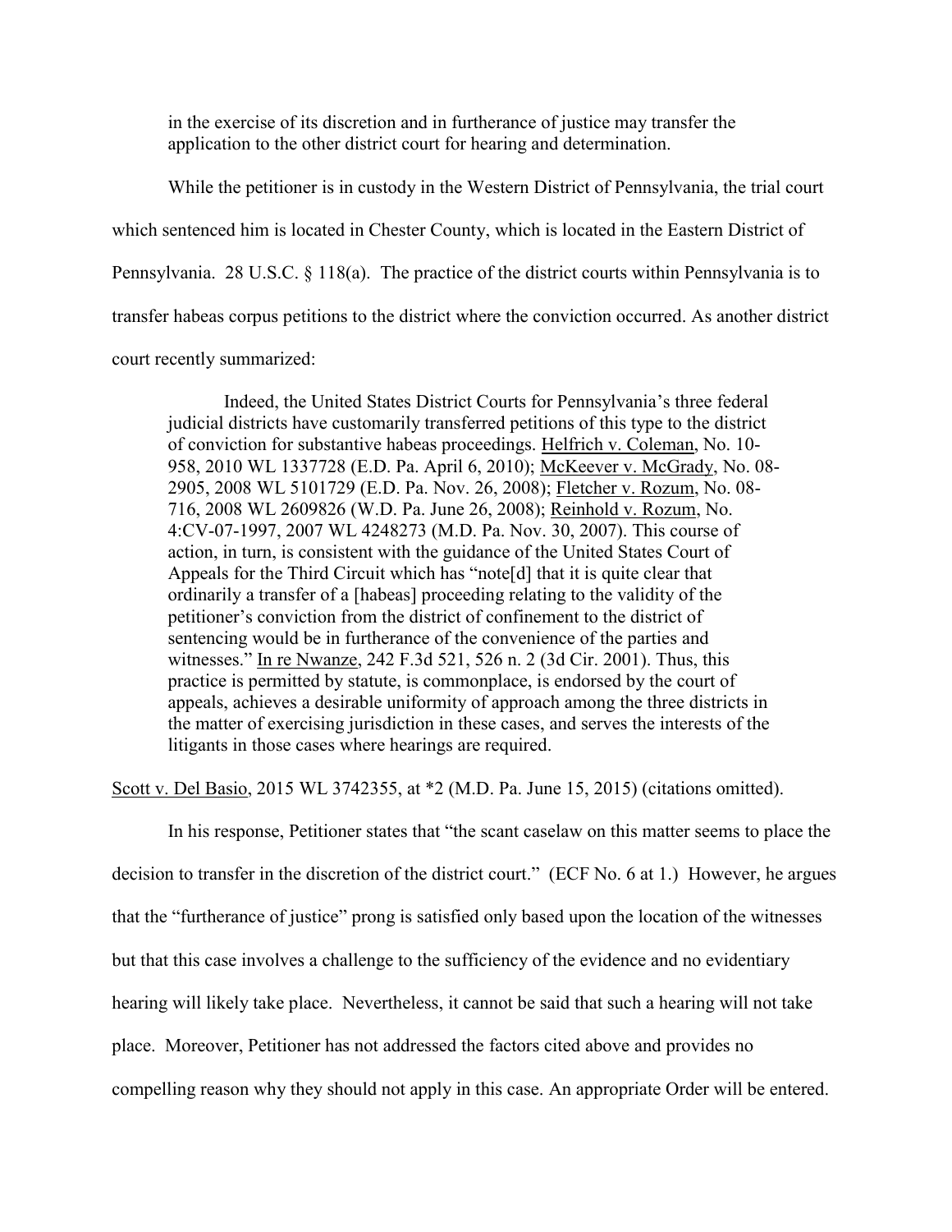> in the exercise of its discretion and in furtherance of justice may transfer the application to the other district court for hearing and determination.

While the petitioner is in custody in the Western District of Pennsylvania, the trial court which sentenced him is located in Chester County, which is located in the Eastern District of Pennsylvania. 28 U.S.C. § 118(a). The practice of the district courts within Pennsylvania is to transfer habeas corpus petitions to the district where the conviction occurred. As another district court recently summarized:

> Indeed, the United States District Courts for Pennsylvania's three federal judicial districts have customarily transferred petitions of this type to the district of conviction for substantive habeas proceedings. Helfrich v. Coleman, No. 10-958, 2010 WL 1337728 (E.D. Pa. April 6, 2010); McKeever v. McGrady, No. 08-2905, 2008 WL 5101729 (E.D. Pa. Nov. 26, 2008); Fletcher v. Rozum, No. 08-716, 2008 WL 2609826 (W.D. Pa. June 26, 2008); Reinhold v. Rozum, No. 4:CV-07-1997, 2007 WL 4248273 (M.D. Pa. Nov. 30, 2007). This course of action, in turn, is consistent with the guidance of the United States Court of Appeals for the Third Circuit which has "note[d] that it is quite clear that ordinarily a transfer of a [habeas] proceeding relating to the validity of the petitioner's conviction from the district of confinement to the district of sentencing would be in furtherance of the convenience of the parties and witnesses." In re Nwanze, 242 F.3d 521, 526 n. 2 (3d Cir. 2001). Thus, this practice is permitted by statute, is commonplace, is endorsed by the court of appeals, achieves a desirable uniformity of approach among the three districts in the matter of exercising jurisdiction in these cases, and serves the interests of the litigants in those cases where hearings are required.

Scott v. Del Basio, 2015 WL 3742355, at *2 (M.D. Pa. June 15, 2015) (citations omitted).

In his response, Petitioner states that "the scant caselaw on this matter seems to place the decision to transfer in the discretion of the district court." (ECF No. 6 at 1.) However, he argues that the "furtherance of justice" prong is satisfied only based upon the location of the witnesses but that this case involves a challenge to the sufficiency of the evidence and no evidentiary hearing will likely take place. Nevertheless, it cannot be said that such a hearing will not take place. Moreover, Petitioner has not addressed the factors cited above and provides no compelling reason why they should not apply in this case. An appropriate Order will be entered.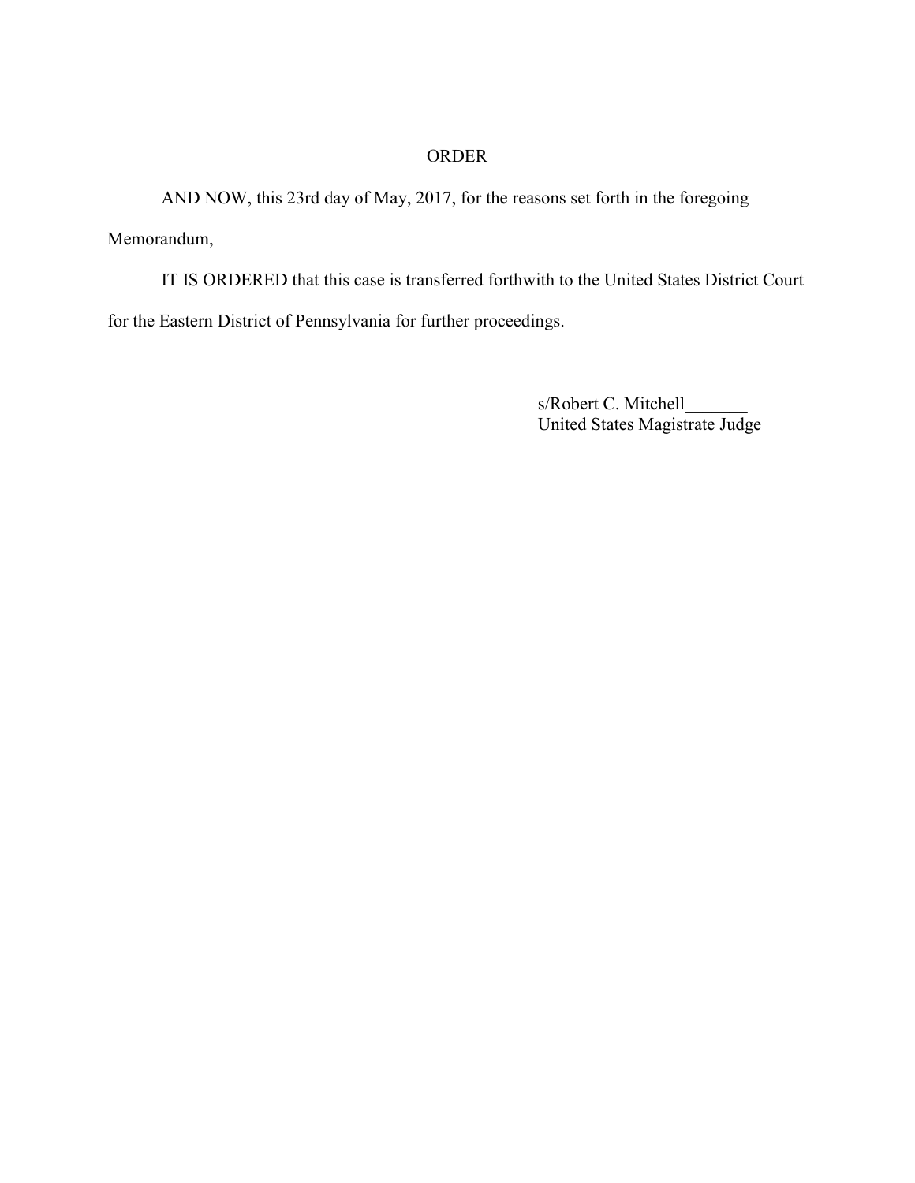# ORDER

AND NOW, this 23rd day of May, 2017, for the reasons set forth in the foregoing Memorandum,

IT IS ORDERED that this case is transferred forthwith to the United States District Court for the Eastern District of Pennsylvania for further proceedings.

s/Robert C. Mitchell
United States Magistrate Judge